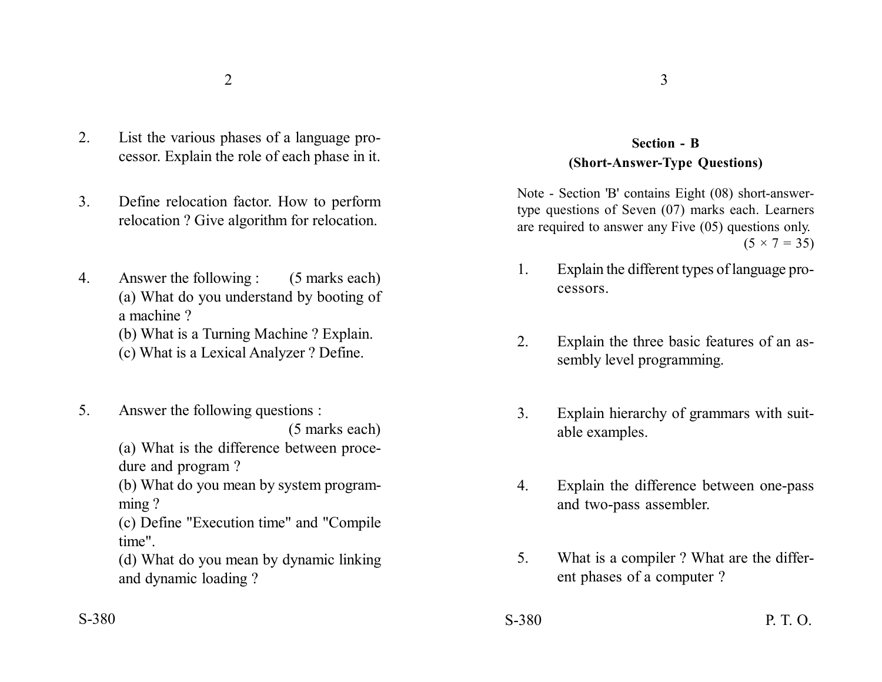2. List the various phases of a language processor. Explain the role of each phase in it.

3. Define relocation factor. How to perform relocation ? Give algorithm for relocation.

4. Answer the following : (5 marks each)
   (a) What do you understand by booting of a machine ?
   (b) What is a Turning Machine ? Explain.
   (c) What is a Lexical Analyzer ? Define.

5. Answer the following questions : (5 marks each)
   (a) What is the difference between procedure and program ?
   (b) What do you mean by system programming ?
   (c) Define "Execution time" and "Compile time".
   (d) What do you mean by dynamic linking and dynamic loading ?

## Section - B

### (Short-Answer-Type Questions)

Note - Section 'B' contains Eight (08) short-answer-type questions of Seven (07) marks each. Learners are required to answer any Five (05) questions only. (5 × 7 = 35)

1. Explain the different types of language processors.

2. Explain the three basic features of an assembly level programming.

3. Explain hierarchy of grammars with suitable examples.

4. Explain the difference between one-pass and two-pass assembler.

5. What is a compiler ? What are the different phases of a computer ?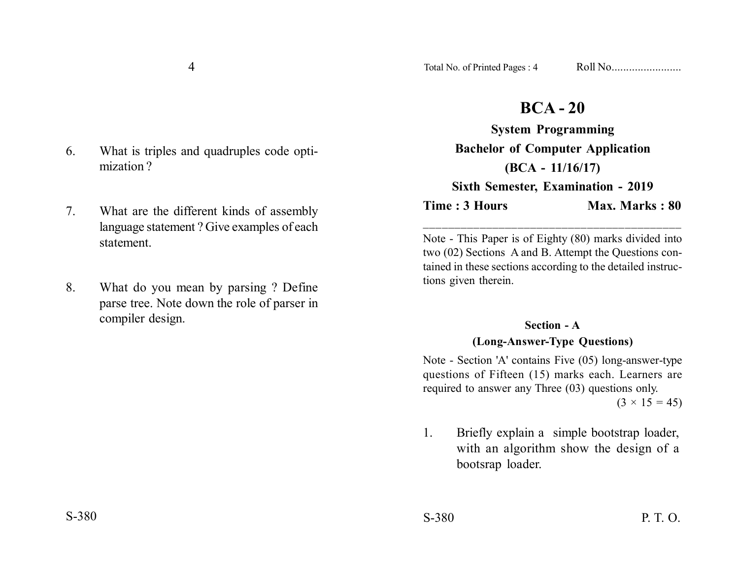6. What is triples and quadruples code optimization ?

7. What are the different kinds of assembly language statement ? Give examples of each statement.

8. What do you mean by parsing ? Define parse tree. Note down the role of parser in compiler design.

Total No. of Printed Pages : 4 Roll No.......................

# BCA - 20

**System Programming**

**Bachelor of Computer Application**

**(BCA - 11/16/17)**

**Sixth Semester, Examination - 2019**

**Time : 3 Hours** **Max. Marks : 80**

---

Note - This Paper is of Eighty (80) marks divided into two (02) Sections A and B. Attempt the Questions contained in these sections according to the detailed instructions given therein.

## Section - A

**(Long-Answer-Type Questions)**

Note - Section 'A' contains Five (05) long-answer-type questions of Fifteen (15) marks each. Learners are required to answer any Three (03) questions only.

(3 × 15 = 45)

1. Briefly explain a simple bootstrap loader, with an algorithm show the design of a bootsrap loader.